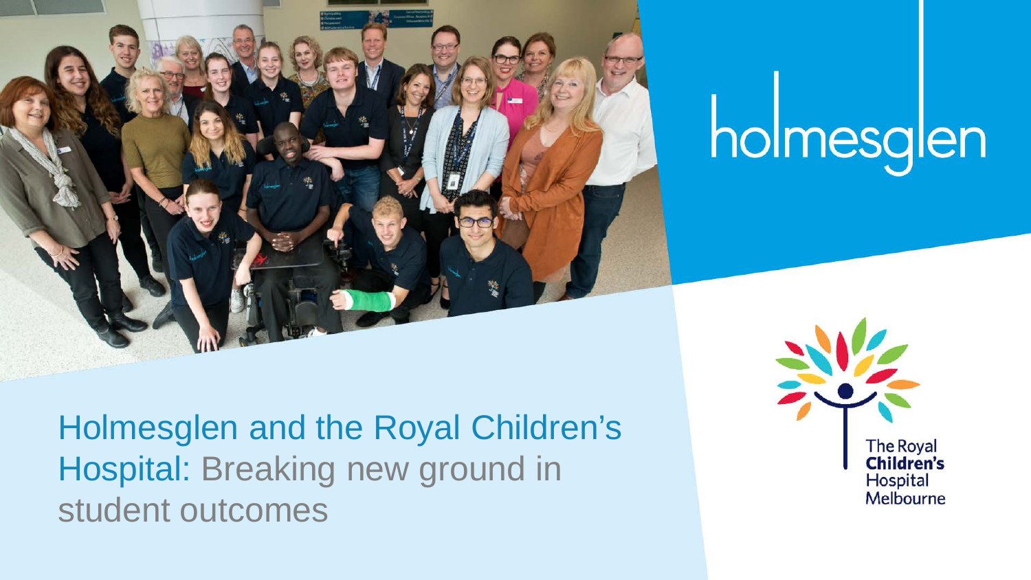# Holmesglen and the Royal Children's Hospital: Breaking new ground in student outcomes

holmesglen

The Royal Children's Hospital Melbourne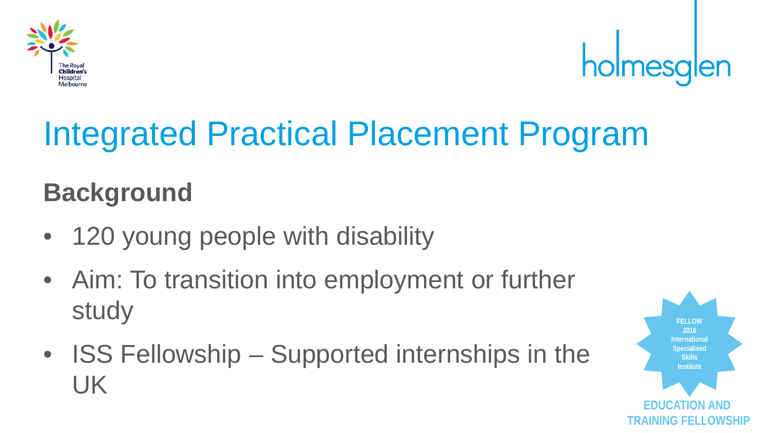# Integrated Practical Placement Program

## Background

- 120 young people with disability
- Aim: To transition into employment or further study
- ISS Fellowship – Supported internships in the UK

FELLOW
2016
International
Specialised
Skills
Institute

EDUCATION AND TRAINING FELLOWSHIP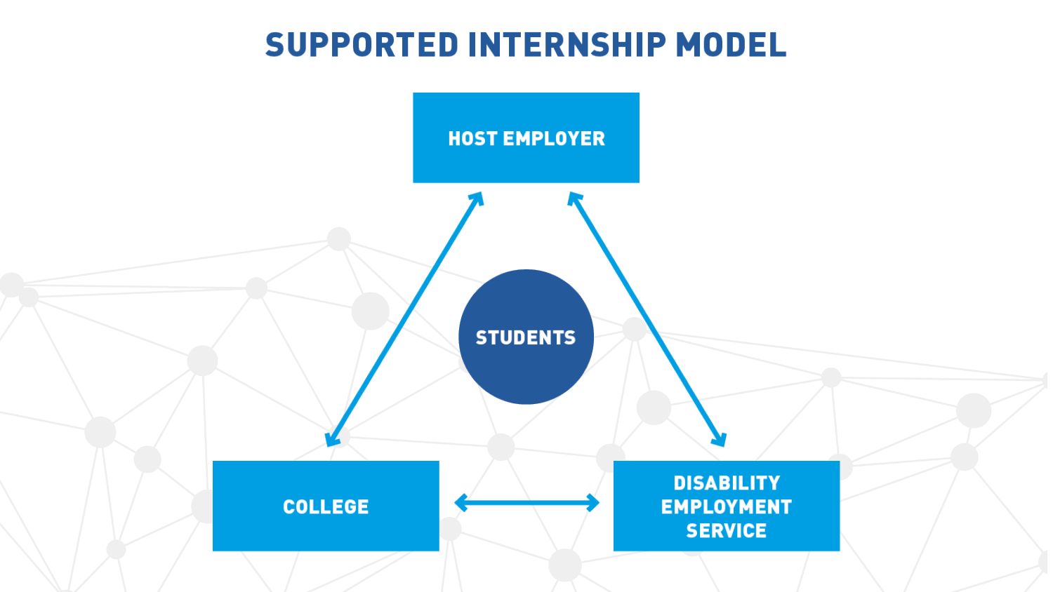# SUPPORTED INTERNSHIP MODEL

HOST EMPLOYER

STUDENTS

COLLEGE

DISABILITY EMPLOYMENT SERVICE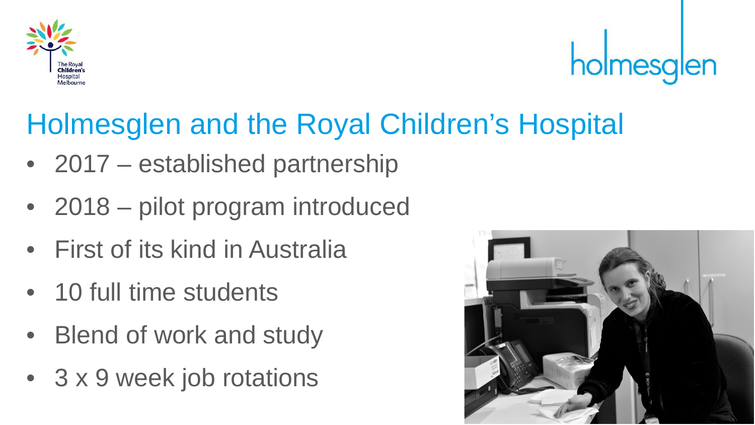# Holmesglen and the Royal Children's Hospital

- 2017 – established partnership
- 2018 – pilot program introduced
- First of its kind in Australia
- 10 full time students
- Blend of work and study
- 3 x 9 week job rotations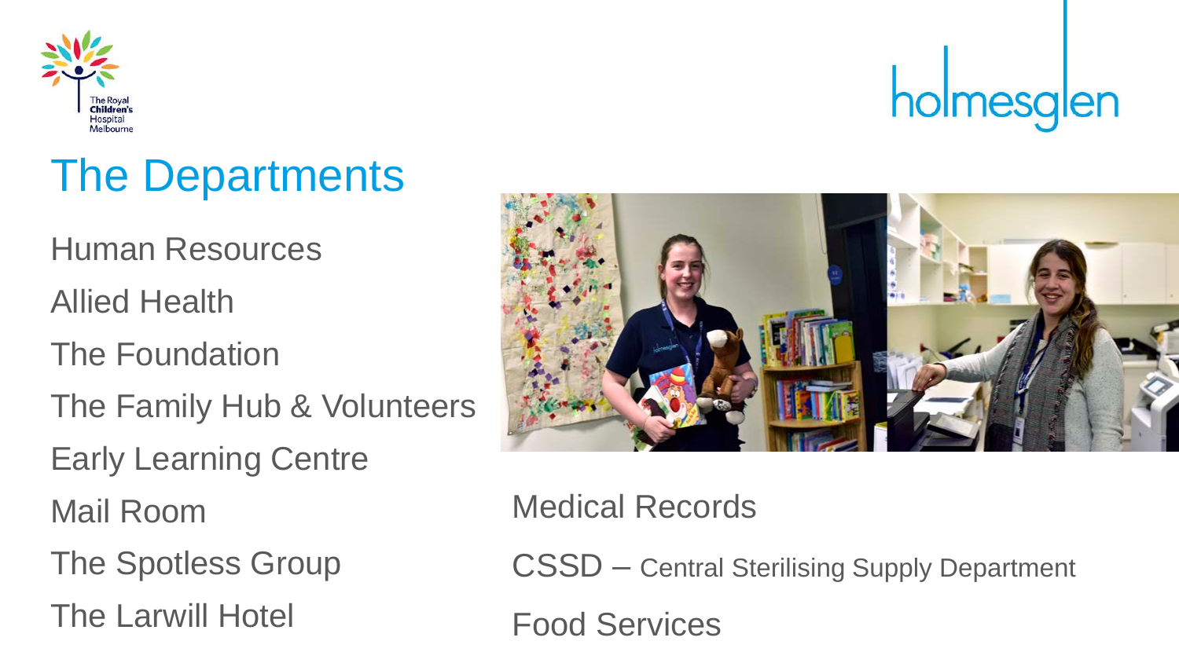# The Departments

- Human Resources
- Allied Health
- The Foundation
- The Family Hub & Volunteers
- Early Learning Centre
- Mail Room
- The Spotless Group
- The Larwill Hotel
- Medical Records
- CSSD – Central Sterilising Supply Department
- Food Services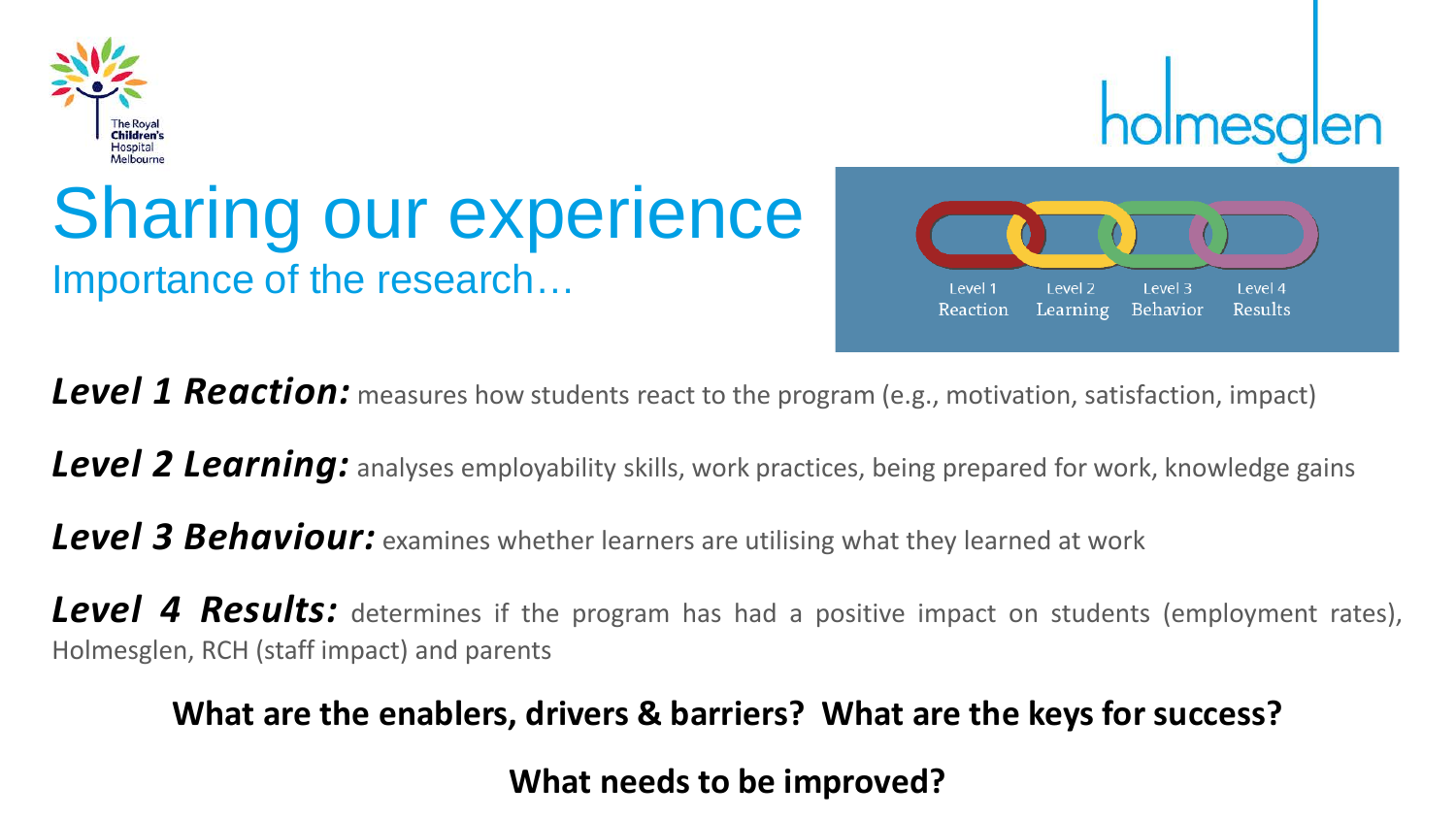# Sharing our experience

## Importance of the research…

Level 1 Reaction Level 2 Learning Level 3 Behavior Level 4 Results

***Level 1 Reaction:*** measures how students react to the program (e.g., motivation, satisfaction, impact)

***Level 2 Learning:*** analyses employability skills, work practices, being prepared for work, knowledge gains

***Level 3 Behaviour:*** examines whether learners are utilising what they learned at work

***Level 4 Results:*** determines if the program has had a positive impact on students (employment rates), Holmesglen, RCH (staff impact) and parents

**What are the enablers, drivers & barriers? What are the keys for success?**

**What needs to be improved?**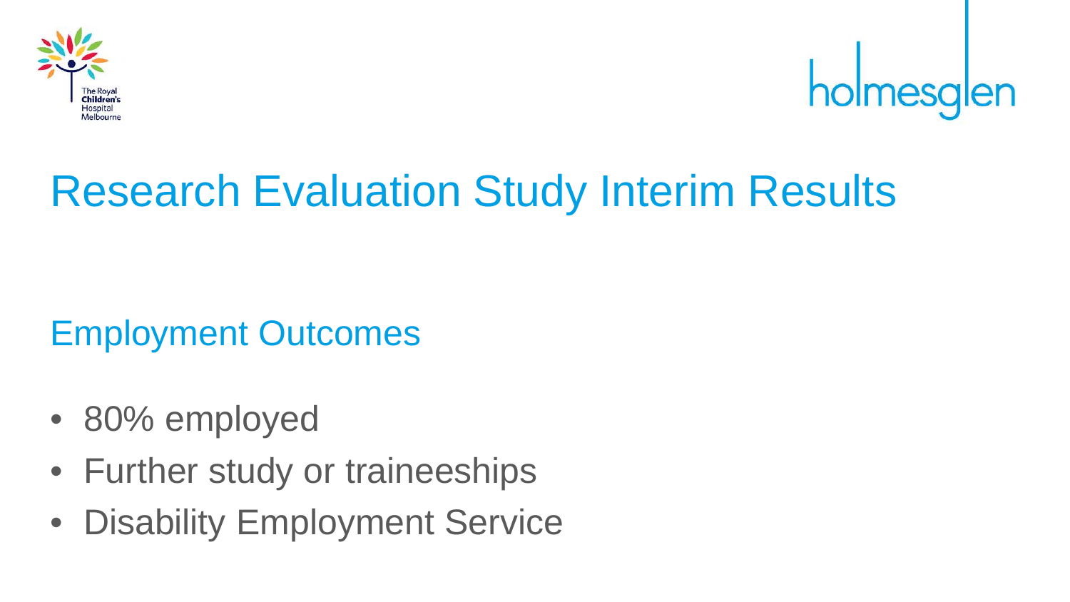# Research Evaluation Study Interim Results

## Employment Outcomes

- 80% employed
- Further study or traineeships
- Disability Employment Service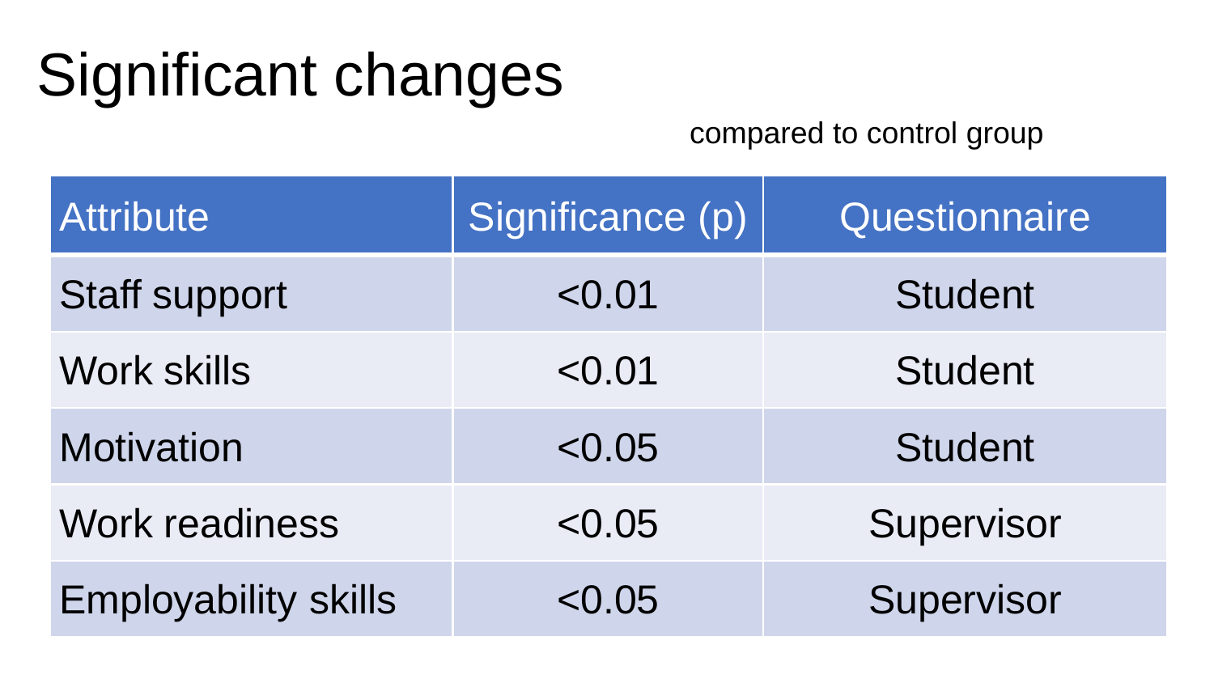# Significant changes

compared to control group

| Attribute | Significance (p) | Questionnaire |
| --- | --- | --- |
| Staff support | <0.01 | Student |
| Work skills | <0.01 | Student |
| Motivation | <0.05 | Student |
| Work readiness | <0.05 | Supervisor |
| Employability skills | <0.05 | Supervisor |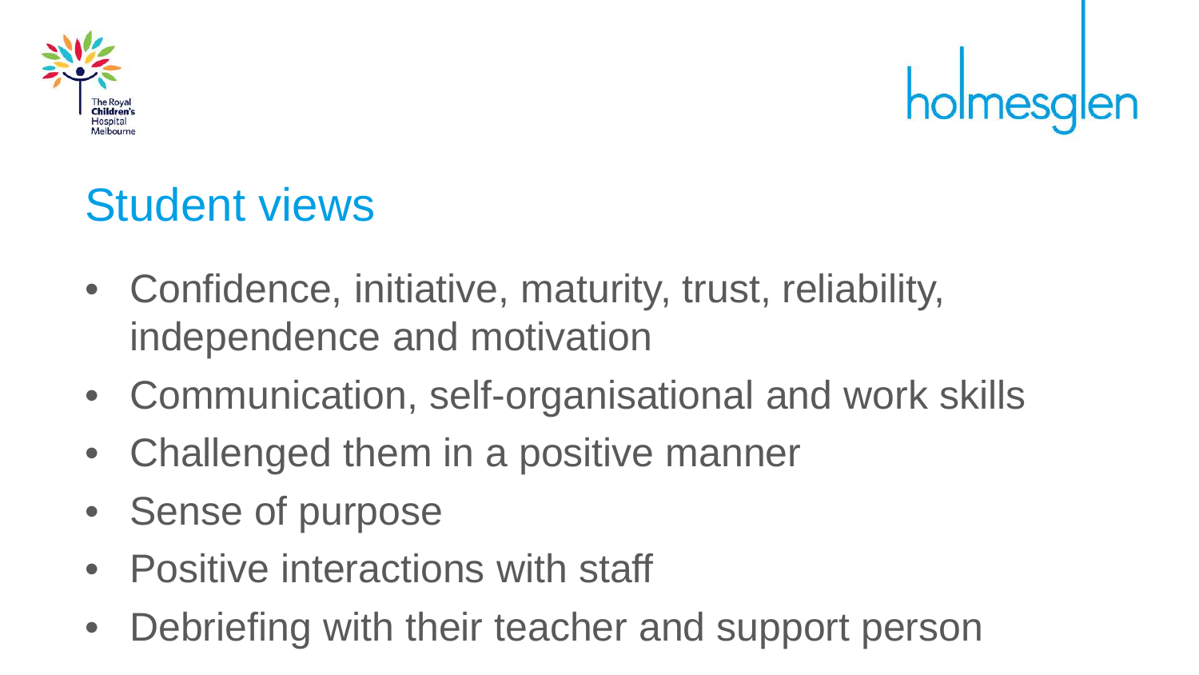# Student views

- Confidence, initiative, maturity, trust, reliability, independence and motivation
- Communication, self-organisational and work skills
- Challenged them in a positive manner
- Sense of purpose
- Positive interactions with staff
- Debriefing with their teacher and support person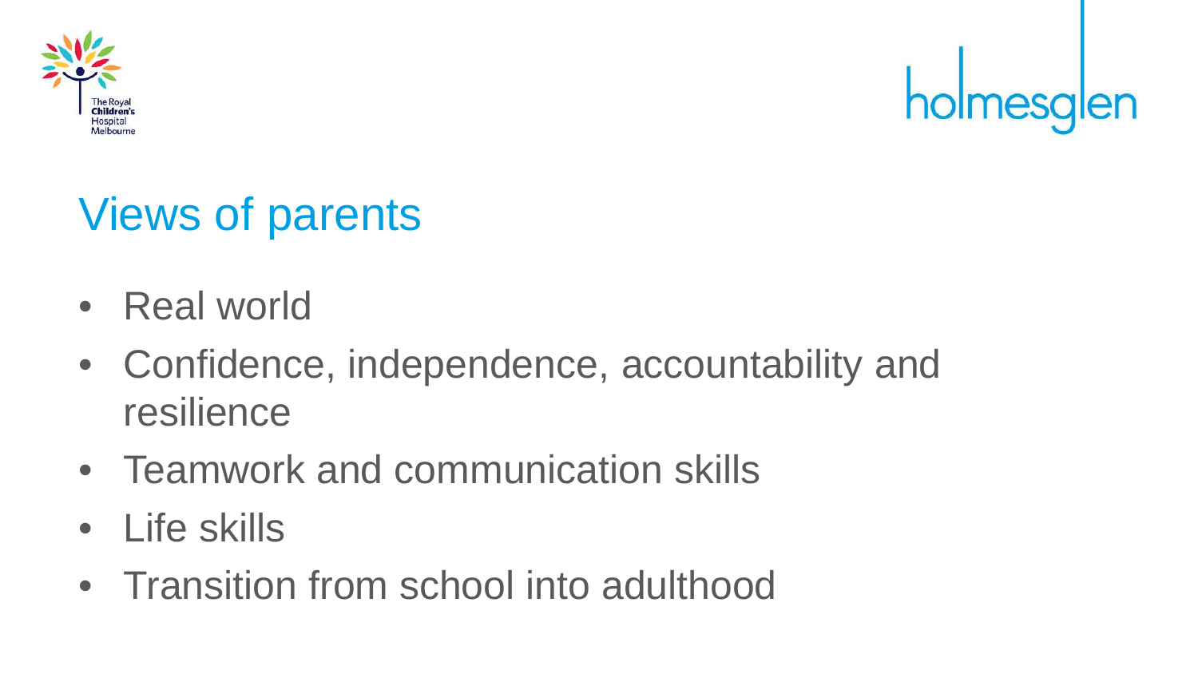# Views of parents

- Real world
- Confidence, independence, accountability and resilience
- Teamwork and communication skills
- Life skills
- Transition from school into adulthood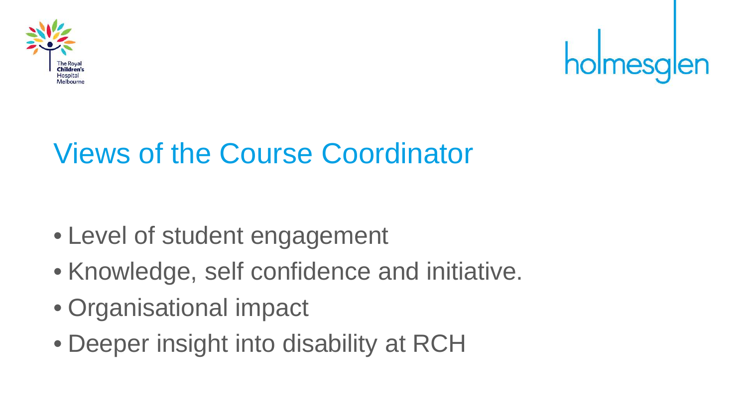# Views of the Course Coordinator

- Level of student engagement
- Knowledge, self confidence and initiative.
- Organisational impact
- Deeper insight into disability at RCH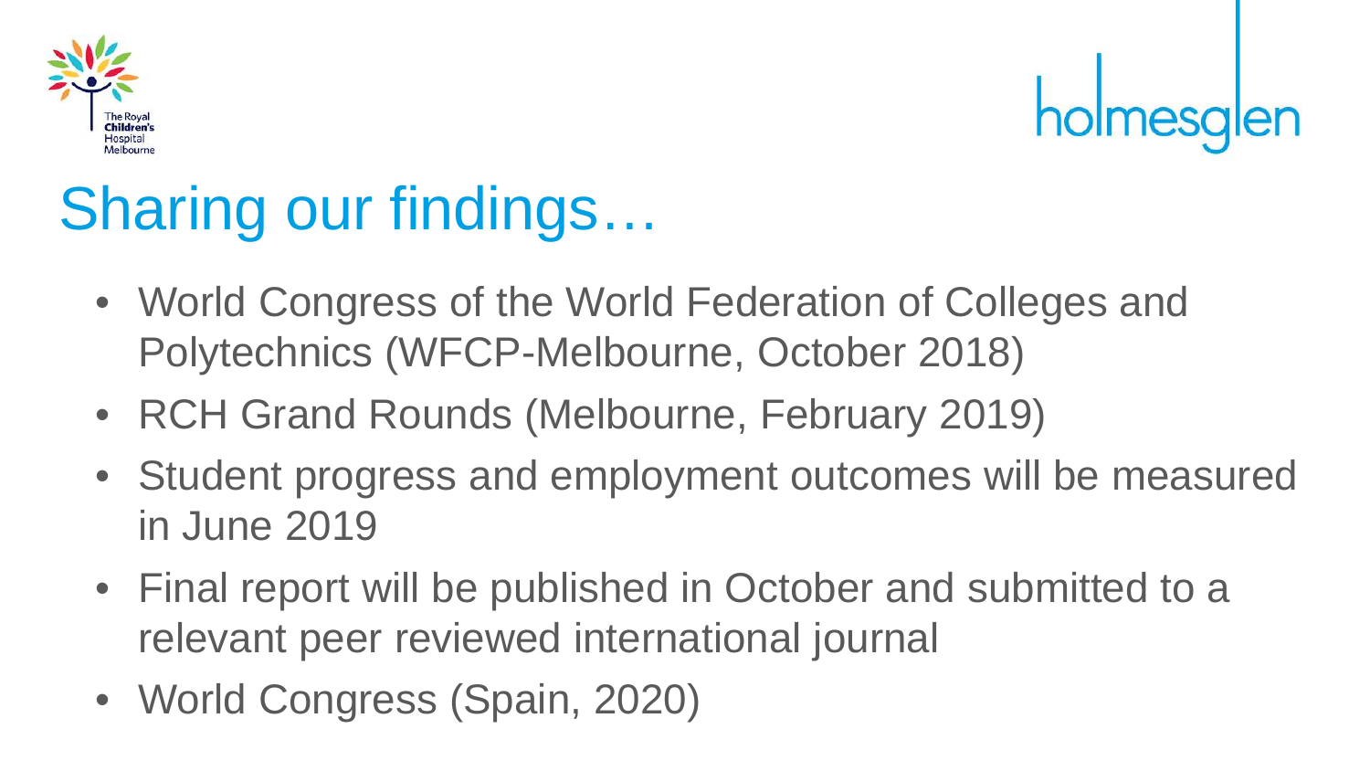# Sharing our findings…

- World Congress of the World Federation of Colleges and Polytechnics (WFCP-Melbourne, October 2018)
- RCH Grand Rounds (Melbourne, February 2019)
- Student progress and employment outcomes will be measured in June 2019
- Final report will be published in October and submitted to a relevant peer reviewed international journal
- World Congress (Spain, 2020)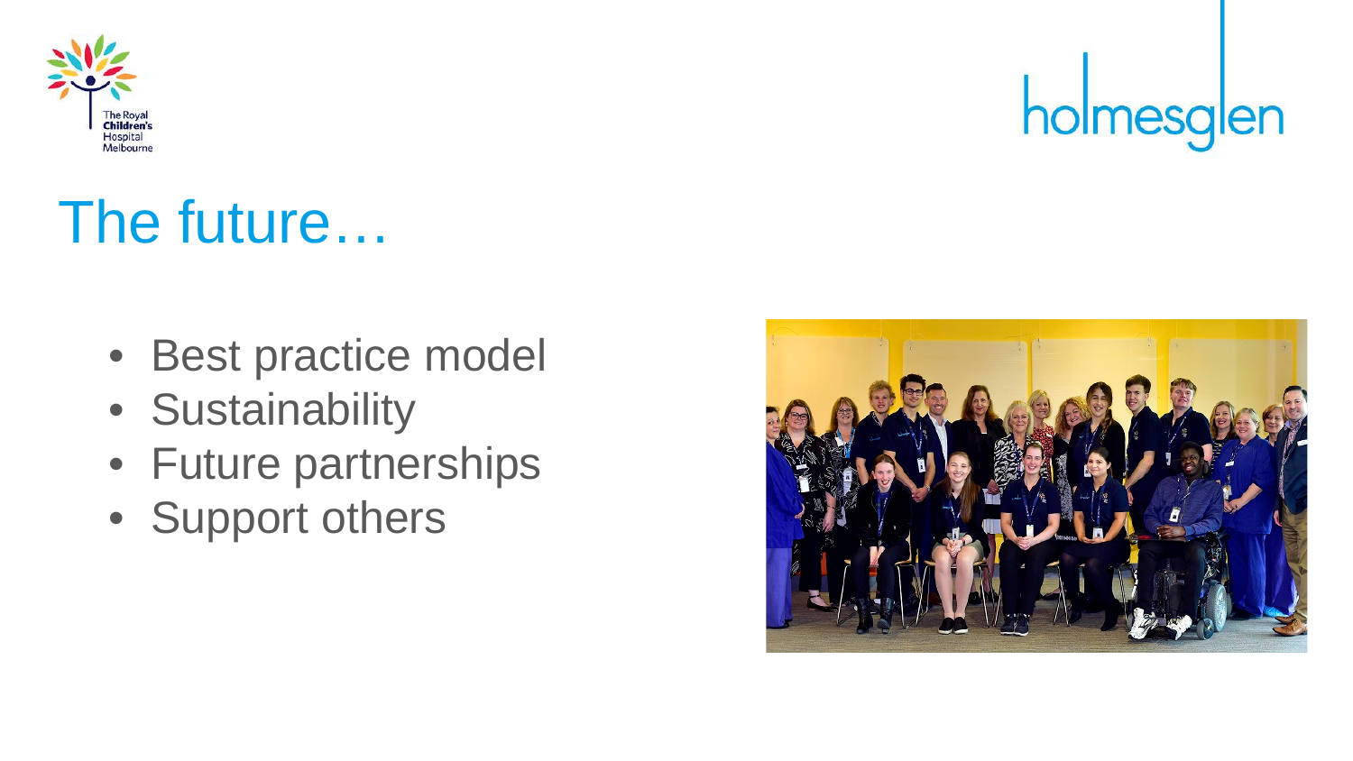# The future…

- Best practice model
- Sustainability
- Future partnerships
- Support others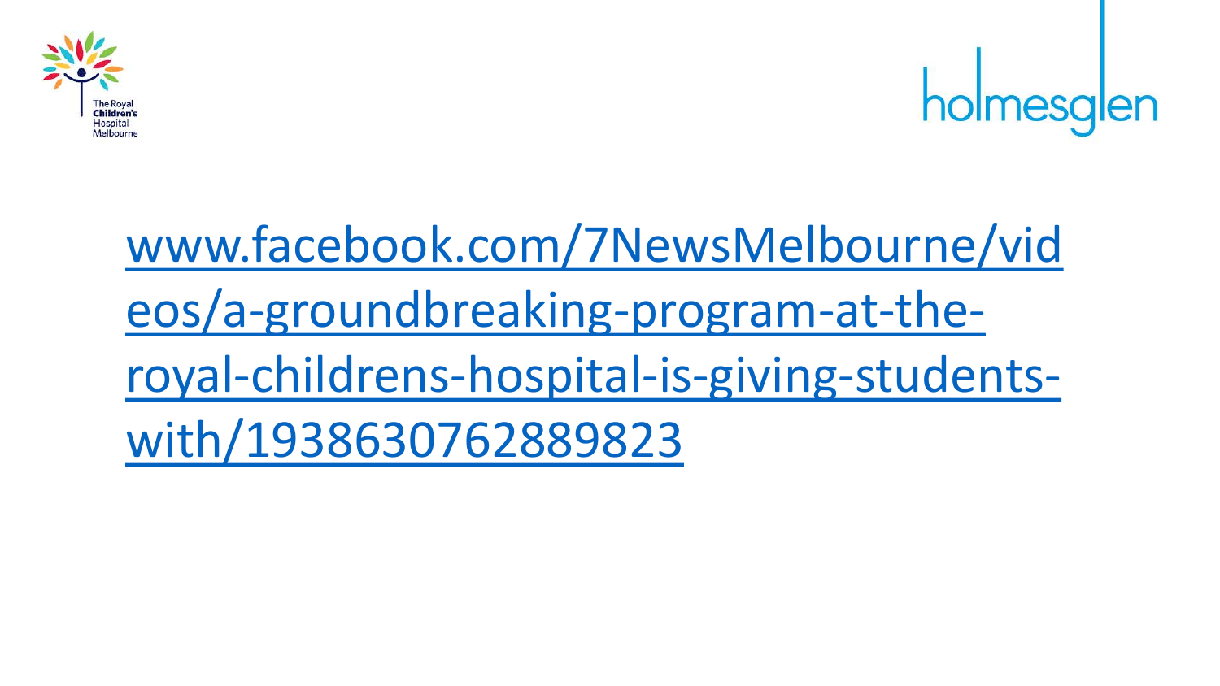www.facebook.com/7NewsMelbourne/videos/a-groundbreaking-program-at-the-royal-childrens-hospital-is-giving-students-with/1938630762889823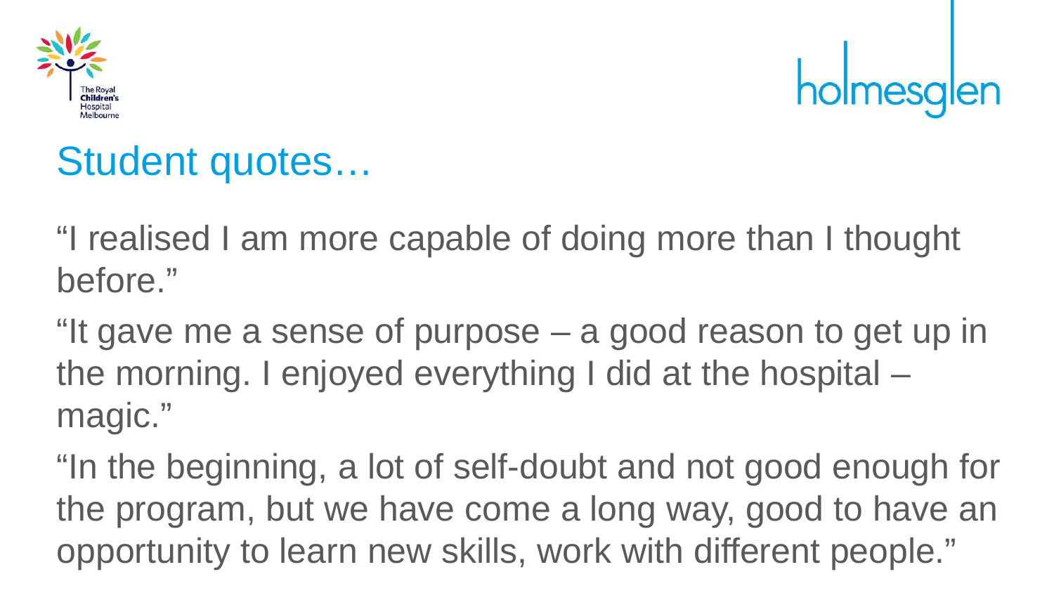# Student quotes…

"I realised I am more capable of doing more than I thought before."

"It gave me a sense of purpose – a good reason to get up in the morning. I enjoyed everything I did at the hospital – magic."

"In the beginning, a lot of self-doubt and not good enough for the program, but we have come a long way, good to have an opportunity to learn new skills, work with different people."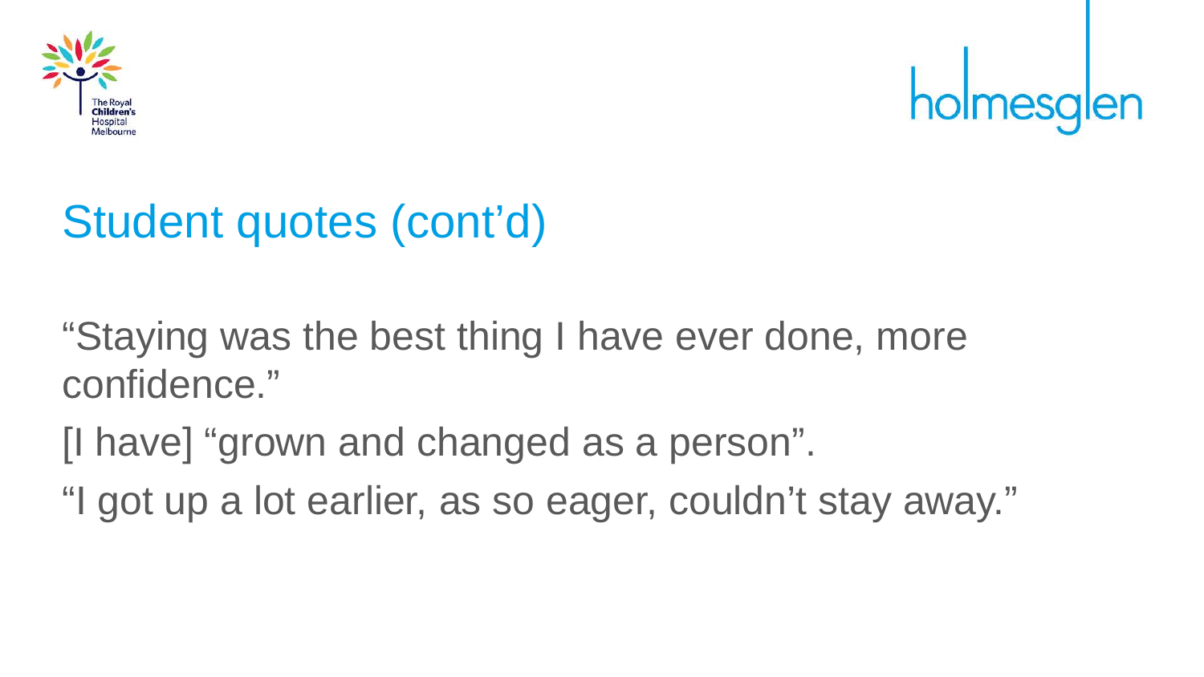# Student quotes (cont'd)

"Staying was the best thing I have ever done, more confidence."

[I have] "grown and changed as a person".

"I got up a lot earlier, as so eager, couldn't stay away."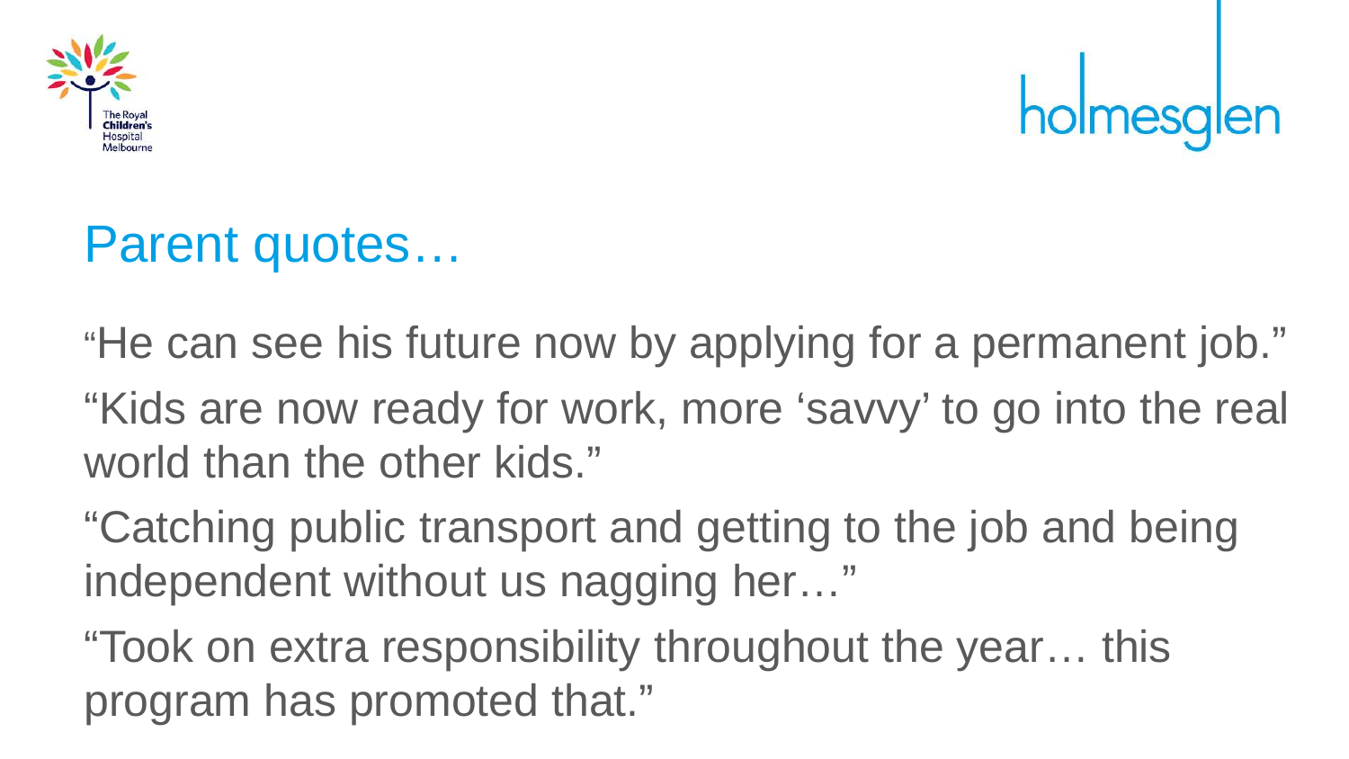# Parent quotes…

"He can see his future now by applying for a permanent job."

"Kids are now ready for work, more 'savvy' to go into the real world than the other kids."

"Catching public transport and getting to the job and being independent without us nagging her…"

"Took on extra responsibility throughout the year… this program has promoted that."